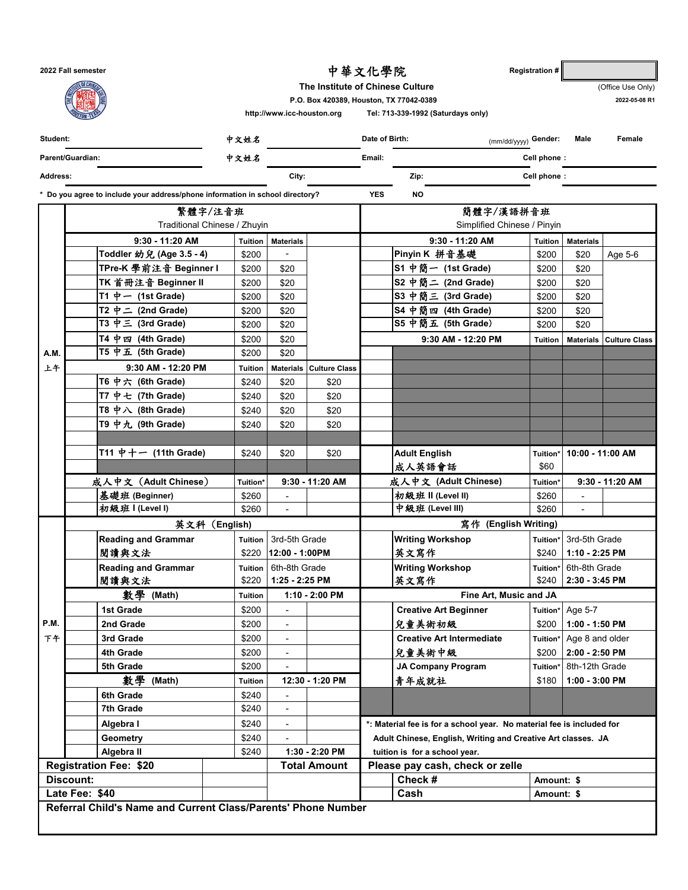2022 Fall semester

# 中華文化學院

**The Institute of Chinese Culture**

P.O. Box 420389, Houston, TX 77042-0389

http://www.icc-houston.org  Tel: 713-339-1992 (Saturdays only)

Registration #: ______ (Office Use Only)

2022-05-08 R1

| | | | |
|---|---|---|---|
| Student: | 中文姓名 | Date of Birth: (mm/dd/yyyy) | Gender: Male Female |
| Parent/Guardian: | 中文姓名 | Email: | Cell phone : |
| Address: | City: | Zip: | Cell phone : |

\* Do you agree to include your address/phone information in school directory? YES NO

| | | 繁體字/注音班 Traditional Chinese / Zhuyin | | | | | 簡體字/漢語拼音班 Simplified Chinese / Pinyin | | | |
|---|---|---|---|---|---|---|---|---|---|---|
| | | 9:30 - 11:20 AM | Tuition | Materials | | | 9:30 - 11:20 AM | Tuition | Materials | |
| | | Toddler 幼兒 (Age 3.5 - 4) | $200 | - | | | Pinyin K 拼音基礎 | $200 | $20 | Age 5-6 |
| | | TPre-K 學前注音 Beginner I | $200 | $20 | | | S1 中簡一 (1st Grade) | $200 | $20 | |
| | | TK 首冊注音 Beginner II | $200 | $20 | | | S2 中簡二 (2nd Grade) | $200 | $20 | |
| | | T1 中一 (1st Grade) | $200 | $20 | | | S3 中簡三 (3rd Grade) | $200 | $20 | |
| | | T2 中二 (2nd Grade) | $200 | $20 | | | S4 中簡四 (4th Grade) | $200 | $20 | |
| | | T3 中三 (3rd Grade) | $200 | $20 | | | S5 中簡五 (5th Grade) | $200 | $20 | |
| | | T4 中四 (4th Grade) | $200 | $20 | | | 9:30 AM - 12:20 PM | Tuition | Materials | Culture Class |
| A.M. | | T5 中五 (5th Grade) | $200 | $20 | | | | | | |
| 上午 | | 9:30 AM - 12:20 PM | Tuition | Materials | Culture Class | | | | | |
| | | T6 中六 (6th Grade) | $240 | $20 | $20 | | | | | |
| | | T7 中七 (7th Grade) | $240 | $20 | $20 | | | | | |
| | | T8 中八 (8th Grade) | $240 | $20 | $20 | | | | | |
| | | T9 中九 (9th Grade) | $240 | $20 | $20 | | | | | |
| | | | | | | | | | | |
| | | T11 中十一 (11th Grade) | $240 | $20 | $20 | | Adult English 成人英語會話 | Tuition* $60 | 10:00 - 11:00 AM | |
| | | 成人中文 (Adult Chinese) | Tuition* | 9:30 - 11:20 AM | | | 成人中文 (Adult Chinese) | Tuition* | 9:30 - 11:20 AM | |
| | | 基礎班 (Beginner) | $260 | - | | | 初級班 II (Level II) | $260 | - | |
| | | 初級班 I (Level I) | $260 | - | | | 中級班 (Level III) | $260 | - | |
| | | 英文科 (English) | | | | | 寫作 (English Writing) | | | |
| | | Reading and Grammar 閱讀與文法 | Tuition $220 | 3rd-5th Grade 12:00 - 1:00PM | | | Writing Workshop 英文寫作 | Tuition* $240 | 3rd-5th Grade 1:10 - 2:25 PM | |
| | | Reading and Grammar 閱讀與文法 | Tuition $220 | 6th-8th Grade 1:25 - 2:25 PM | | | Writing Workshop 英文寫作 | Tuition* $240 | 6th-8th Grade 2:30 - 3:45 PM | |
| | | 數學 (Math) | Tuition | 1:10 - 2:00 PM | | | Fine Art, Music and JA | | | |
| | | 1st Grade | $200 | - | | | Creative Art Beginner 兒童美術初級 | Tuition* $200 | Age 5-7 1:00 - 1:50 PM | |
| P.M. | | 2nd Grade | $200 | - | | | | | | |
| 下午 | | 3rd Grade | $200 | - | | | Creative Art Intermediate 兒童美術中級 | Tuition* $200 | Age 8 and older 2:00 - 2:50 PM | |
| | | 4th Grade | $200 | - | | | | | | |
| | | 5th Grade | $200 | - | | | JA Company Program 青年成就社 | Tuition* $180 | 8th-12th Grade 1:00 - 3:00 PM | |
| | | 數學 (Math) | Tuition | 12:30 - 1:20 PM | | | | | | |
| | | 6th Grade | $240 | - | | | | | | |
| | | 7th Grade | $240 | - | | | | | | |
| | | Algebra I | $240 | - | | | *: Material fee is for a school year. No material fee is included for Adult Chinese, English, Writing and Creative Art classes. JA tuition is for a school year. | | | |
| | | Geometry | $240 | - | | | | | | |
| | | Algebra II | $240 | 1:30 - 2:20 PM | | | | | | |

| | | | |
|---|---|---|---|
| **Registration Fee: $20** | | **Total Amount** | **Please pay cash, check or zelle** |
| **Discount:** | | | **Check #** — **Amount: $** |
| **Late Fee: $40** | | | **Cash** — **Amount: $** |

**Referral Child's Name and Current Class/Parents' Phone Number**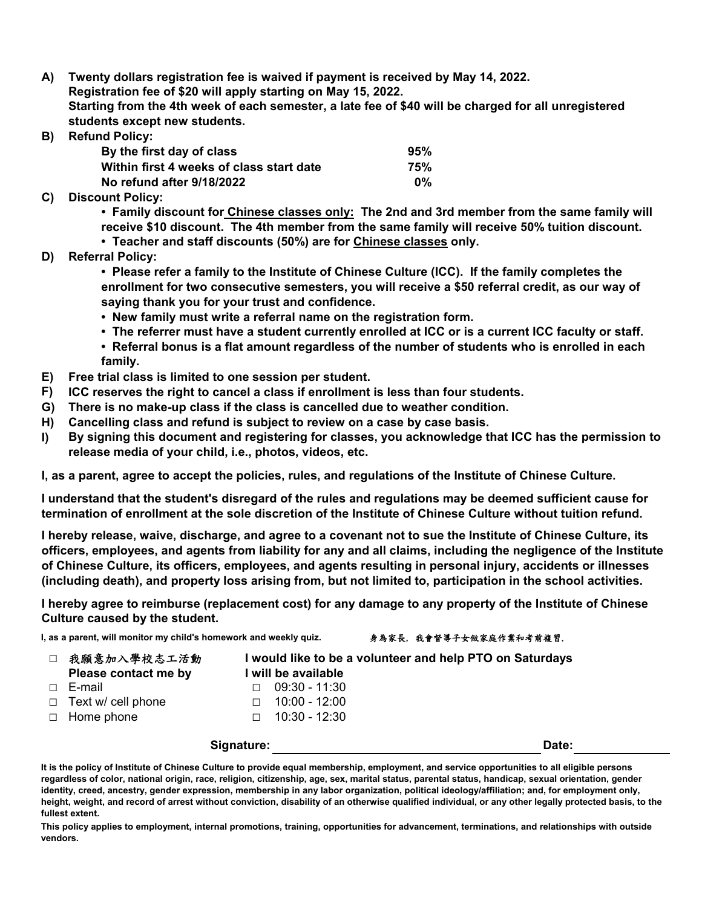**A) Twenty dollars registration fee is waived if payment is received by May 14, 2022.**
**Registration fee of $20 will apply starting on May 15, 2022.**
**Starting from the 4th week of each semester, a late fee of $40 will be charged for all unregistered students except new students.**

**B) Refund Policy:**

| | |
|---|---|
| **By the first day of class** | **95%** |
| **Within first 4 weeks of class start date** | **75%** |
| **No refund after 9/18/2022** | **0%** |

**C) Discount Policy:**

- **Family discount for <u>Chinese classes only:</u> The 2nd and 3rd member from the same family will receive $10 discount. The 4th member from the same family will receive 50% tuition discount.**
- **Teacher and staff discounts (50%) are for <u>Chinese classes</u> only.**

**D) Referral Policy:**

- **Please refer a family to the Institute of Chinese Culture (ICC). If the family completes the enrollment for two consecutive semesters, you will receive a $50 referral credit, as our way of saying thank you for your trust and confidence.**
- **New family must write a referral name on the registration form.**
- **The referrer must have a student currently enrolled at ICC or is a current ICC faculty or staff.**
- **Referral bonus is a flat amount regardless of the number of students who is enrolled in each family.**

**E) Free trial class is limited to one session per student.**

**F) ICC reserves the right to cancel a class if enrollment is less than four students.**

**G) There is no make-up class if the class is cancelled due to weather condition.**

**H) Cancelling class and refund is subject to review on a case by case basis.**

**I) By signing this document and registering for classes, you acknowledge that ICC has the permission to release media of your child, i.e., photos, videos, etc.**

**I, as a parent, agree to accept the policies, rules, and regulations of the Institute of Chinese Culture.**

**I understand that the student's disregard of the rules and regulations may be deemed sufficient cause for termination of enrollment at the sole discretion of the Institute of Chinese Culture without tuition refund.**

**I hereby release, waive, discharge, and agree to a covenant not to sue the Institute of Chinese Culture, its officers, employees, and agents from liability for any and all claims, including the negligence of the Institute of Chinese Culture, its officers, employees, and agents resulting in personal injury, accidents or illnesses (including death), and property loss arising from, but not limited to, participation in the school activities.**

**I hereby agree to reimburse (replacement cost) for any damage to any property of the Institute of Chinese Culture caused by the student.**

**I, as a parent, will monitor my child's homework and weekly quiz.** 身為家長，我會督導子女做家庭作業和考前複習.

| | |
|---|---|
| ☐ 我願意加入學校志工活動 | **I would like to be a volunteer and help PTO on Saturdays** |
| **Please contact me by** | **I will be available** |
| ☐ E-mail | ☐ 09:30 - 11:30 |
| ☐ Text w/ cell phone | ☐ 10:00 - 12:00 |
| ☐ Home phone | ☐ 10:30 - 12:30 |

**Signature:** ______________________________ **Date:** ____________

**It is the policy of Institute of Chinese Culture to provide equal membership, employment, and service opportunities to all eligible persons regardless of color, national origin, race, religion, citizenship, age, sex, marital status, parental status, handicap, sexual orientation, gender identity, creed, ancestry, gender expression, membership in any labor organization, political ideology/affiliation; and, for employment only, height, weight, and record of arrest without conviction, disability of an otherwise qualified individual, or any other legally protected basis, to the fullest extent.**

**This policy applies to employment, internal promotions, training, opportunities for advancement, terminations, and relationships with outside vendors.**